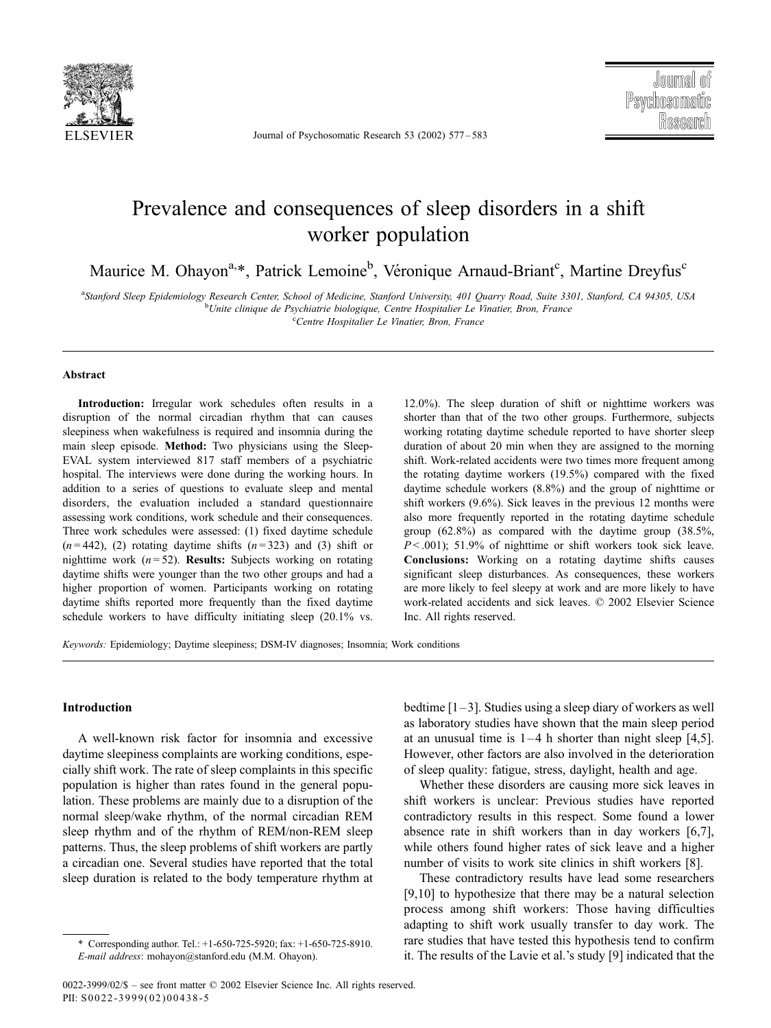# Prevalence and consequences of sleep disorders in a shift worker population

Maurice M. Ohayon[a,*], Patrick Lemoine[b], Véronique Arnaud-Briant[c], Martine Dreyfus[c]

[a]Stanford Sleep Epidemiology Research Center, School of Medicine, Stanford University, 401 Quarry Road, Suite 3301, Stanford, CA 94305, USA
[b]Unite clinique de Psychiatrie biologique, Centre Hospitalier Le Vinatier, Bron, France
[c]Centre Hospitalier Le Vinatier, Bron, France

## Abstract

**Introduction:** Irregular work schedules often results in a disruption of the normal circadian rhythm that can causes sleepiness when wakefulness is required and insomnia during the main sleep episode. **Method:** Two physicians using the Sleep-EVAL system interviewed 817 staff members of a psychiatric hospital. The interviews were done during the working hours. In addition to a series of questions to evaluate sleep and mental disorders, the evaluation included a standard questionnaire assessing work conditions, work schedule and their consequences. Three work schedules were assessed: (1) fixed daytime schedule ($n=442$), (2) rotating daytime shifts ($n=323$) and (3) shift or nighttime work ($n=52$). **Results:** Subjects working on rotating daytime shifts were younger than the two other groups and had a higher proportion of women. Participants working on rotating daytime shifts reported more frequently than the fixed daytime schedule workers to have difficulty initiating sleep (20.1% vs. 12.0%). The sleep duration of shift or nighttime workers was shorter than that of the two other groups. Furthermore, subjects working rotating daytime schedule reported to have shorter sleep duration of about 20 min when they are assigned to the morning shift. Work-related accidents were two times more frequent among the rotating daytime workers (19.5%) compared with the fixed daytime schedule workers (8.8%) and the group of nighttime or shift workers (9.6%). Sick leaves in the previous 12 months were also more frequently reported in the rotating daytime schedule group (62.8%) as compared with the daytime group (38.5%, $P<.001$); 51.9% of nighttime or shift workers took sick leave. **Conclusions:** Working on a rotating daytime shifts causes significant sleep disturbances. As consequences, these workers are more likely to feel sleepy at work and are more likely to have work-related accidents and sick leaves. © 2002 Elsevier Science Inc. All rights reserved.

*Keywords:* Epidemiology; Daytime sleepiness; DSM-IV diagnoses; Insomnia; Work conditions

## Introduction

A well-known risk factor for insomnia and excessive daytime sleepiness complaints are working conditions, especially shift work. The rate of sleep complaints in this specific population is higher than rates found in the general population. These problems are mainly due to a disruption of the normal sleep/wake rhythm, of the normal circadian REM sleep rhythm and of the rhythm of REM/non-REM sleep patterns. Thus, the sleep problems of shift workers are partly a circadian one. Several studies have reported that the total sleep duration is related to the body temperature rhythm at bedtime [1–3]. Studies using a sleep diary of workers as well as laboratory studies have shown that the main sleep period at an unusual time is 1–4 h shorter than night sleep [4,5]. However, other factors are also involved in the deterioration of sleep quality: fatigue, stress, daylight, health and age.

Whether these disorders are causing more sick leaves in shift workers is unclear: Previous studies have reported contradictory results in this respect. Some found a lower absence rate in shift workers than in day workers [6,7], while others found higher rates of sick leave and a higher number of visits to work site clinics in shift workers [8].

These contradictory results have lead some researchers [9,10] to hypothesize that there may be a natural selection process among shift workers: Those having difficulties adapting to shift work usually transfer to day work. The rare studies that have tested this hypothesis tend to confirm it. The results of the Lavie et al.'s study [9] indicated that the

\* Corresponding author. Tel.: +1-650-725-5920; fax: +1-650-725-8910.
*E-mail address*: mohayon@stanford.edu (M.M. Ohayon).

0022-3999/02/$ – see front matter © 2002 Elsevier Science Inc. All rights reserved.
PII: S0022-3999(02)00438-5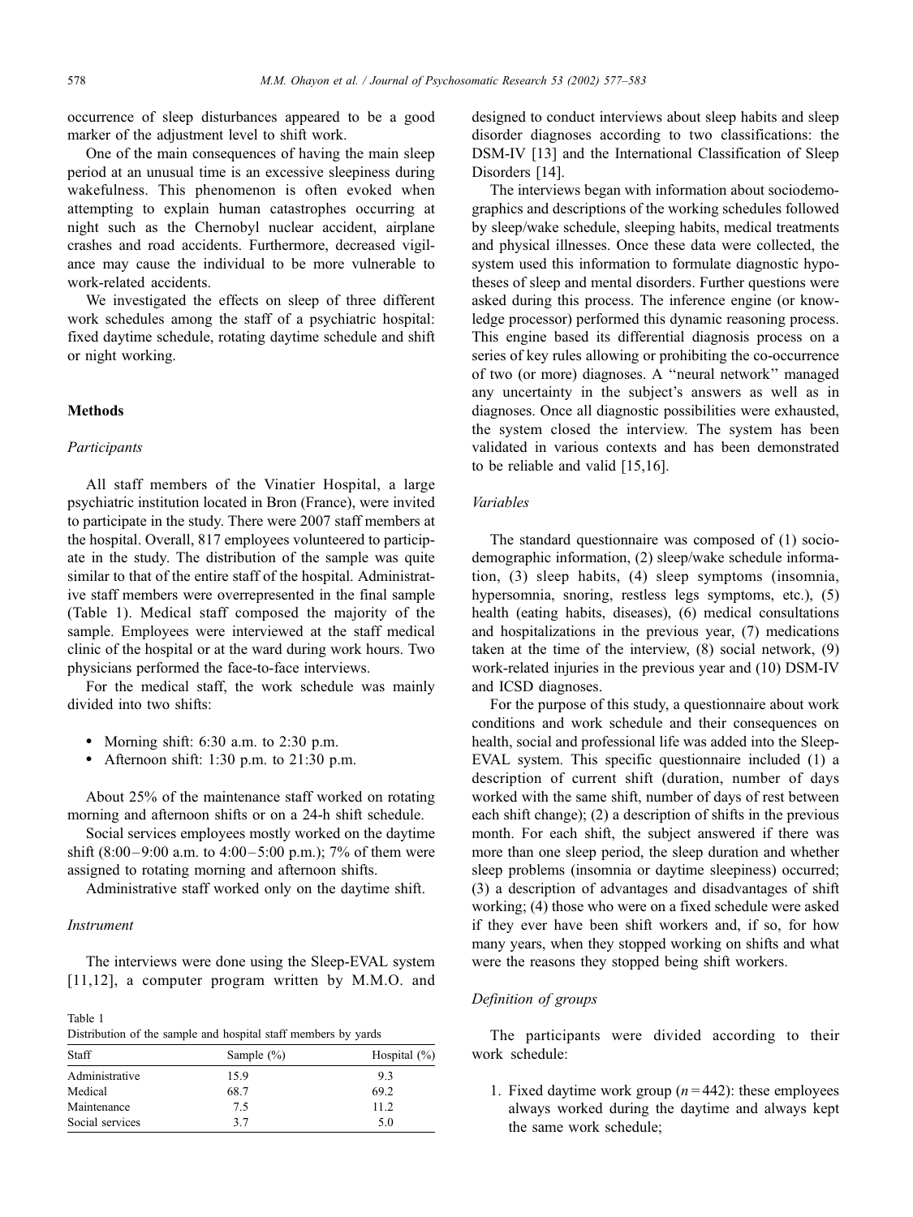occurrence of sleep disturbances appeared to be a good marker of the adjustment level to shift work.

One of the main consequences of having the main sleep period at an unusual time is an excessive sleepiness during wakefulness. This phenomenon is often evoked when attempting to explain human catastrophes occurring at night such as the Chernobyl nuclear accident, airplane crashes and road accidents. Furthermore, decreased vigilance may cause the individual to be more vulnerable to work-related accidents.

We investigated the effects on sleep of three different work schedules among the staff of a psychiatric hospital: fixed daytime schedule, rotating daytime schedule and shift or night working.

## Methods

### Participants

All staff members of the Vinatier Hospital, a large psychiatric institution located in Bron (France), were invited to participate in the study. There were 2007 staff members at the hospital. Overall, 817 employees volunteered to participate in the study. The distribution of the sample was quite similar to that of the entire staff of the hospital. Administrative staff members were overrepresented in the final sample (Table 1). Medical staff composed the majority of the sample. Employees were interviewed at the staff medical clinic of the hospital or at the ward during work hours. Two physicians performed the face-to-face interviews.

For the medical staff, the work schedule was mainly divided into two shifts:

- Morning shift: 6:30 a.m. to 2:30 p.m.
- Afternoon shift: 1:30 p.m. to 21:30 p.m.

About 25% of the maintenance staff worked on rotating morning and afternoon shifts or on a 24-h shift schedule.

Social services employees mostly worked on the daytime shift (8:00–9:00 a.m. to 4:00–5:00 p.m.); 7% of them were assigned to rotating morning and afternoon shifts.

Administrative staff worked only on the daytime shift.

### Instrument

The interviews were done using the Sleep-EVAL system [11,12], a computer program written by M.M.O. and designed to conduct interviews about sleep habits and sleep disorder diagnoses according to two classifications: the DSM-IV [13] and the International Classification of Sleep Disorders [14].

The interviews began with information about sociodemographics and descriptions of the working schedules followed by sleep/wake schedule, sleeping habits, medical treatments and physical illnesses. Once these data were collected, the system used this information to formulate diagnostic hypotheses of sleep and mental disorders. Further questions were asked during this process. The inference engine (or knowledge processor) performed this dynamic reasoning process. This engine based its differential diagnosis process on a series of key rules allowing or prohibiting the co-occurrence of two (or more) diagnoses. A "neural network" managed any uncertainty in the subject's answers as well as in diagnoses. Once all diagnostic possibilities were exhausted, the system closed the interview. The system has been validated in various contexts and has been demonstrated to be reliable and valid [15,16].

Table 1
Distribution of the sample and hospital staff members by yards

| Staff | Sample (%) | Hospital (%) |
|---|---|---|
| Administrative | 15.9 | 9.3 |
| Medical | 68.7 | 69.2 |
| Maintenance | 7.5 | 11.2 |
| Social services | 3.7 | 5.0 |

### Variables

The standard questionnaire was composed of (1) sociodemographic information, (2) sleep/wake schedule information, (3) sleep habits, (4) sleep symptoms (insomnia, hypersomnia, snoring, restless legs symptoms, etc.), (5) health (eating habits, diseases), (6) medical consultations and hospitalizations in the previous year, (7) medications taken at the time of the interview, (8) social network, (9) work-related injuries in the previous year and (10) DSM-IV and ICSD diagnoses.

For the purpose of this study, a questionnaire about work conditions and work schedule and their consequences on health, social and professional life was added into the Sleep-EVAL system. This specific questionnaire included (1) a description of current shift (duration, number of days worked with the same shift, number of days of rest between each shift change); (2) a description of shifts in the previous month. For each shift, the subject answered if there was more than one sleep period, the sleep duration and whether sleep problems (insomnia or daytime sleepiness) occurred; (3) a description of advantages and disadvantages of shift working; (4) those who were on a fixed schedule were asked if they ever have been shift workers and, if so, for how many years, when they stopped working on shifts and what were the reasons they stopped being shift workers.

### Definition of groups

The participants were divided according to their work schedule:

1. Fixed daytime work group ($n = 442$): these employees always worked during the daytime and always kept the same work schedule;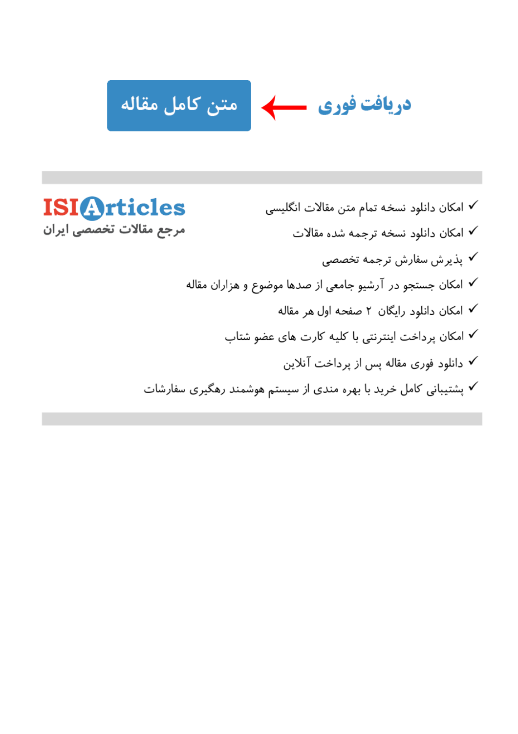دریافت فوری ← متن کامل مقاله

**ISIArticles**
مرجع مقالات تخصصی ایران

- ✓ امکان دانلود نسخه تمام متن مقالات انگلیسی
- ✓ امکان دانلود نسخه ترجمه شده مقالات
- ✓ پذیرش سفارش ترجمه تخصصی
- ✓ امکان جستجو در آرشیو جامعی از صدها موضوع و هزاران مقاله
- ✓ امکان دانلود رایگان ۲ صفحه اول هر مقاله
- ✓ امکان پرداخت اینترنتی با کلیه کارت های عضو شتاب
- ✓ دانلود فوری مقاله پس از پرداخت آنلاین
- ✓ پشتیبانی کامل خرید با بهره مندی از سیستم هوشمند رهگیری سفارشات